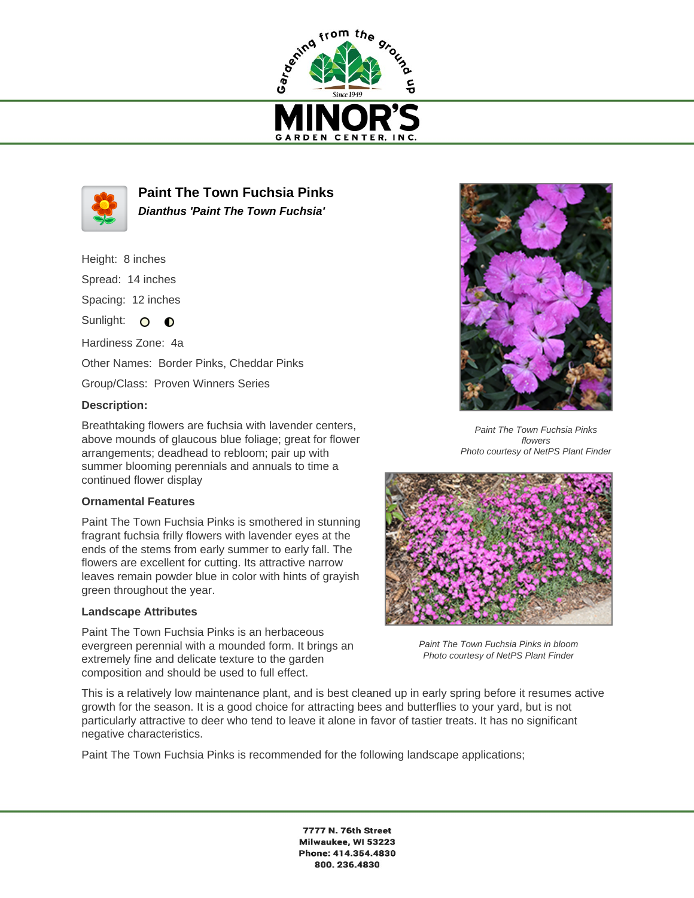# Paint The Town Fuchsia Pinks

***Dianthus 'Paint The Town Fuchsia'***

Height: 8 inches

Spread: 14 inches

Spacing: 12 inches

Sunlight:

Hardiness Zone: 4a

Other Names: Border Pinks, Cheddar Pinks

Group/Class: Proven Winners Series

**Description:**

Breathtaking flowers are fuchsia with lavender centers, above mounds of glaucous blue foliage; great for flower arrangements; deadhead to rebloom; pair up with summer blooming perennials and annuals to time a continued flower display

### Ornamental Features

Paint The Town Fuchsia Pinks is smothered in stunning fragrant fuchsia frilly flowers with lavender eyes at the ends of the stems from early summer to early fall. The flowers are excellent for cutting. Its attractive narrow leaves remain powder blue in color with hints of grayish green throughout the year.

*Paint The Town Fuchsia Pinks flowers*
*Photo courtesy of NetPS Plant Finder*

*Paint The Town Fuchsia Pinks in bloom*
*Photo courtesy of NetPS Plant Finder*

### Landscape Attributes

Paint The Town Fuchsia Pinks is an herbaceous evergreen perennial with a mounded form. It brings an extremely fine and delicate texture to the garden composition and should be used to full effect.

This is a relatively low maintenance plant, and is best cleaned up in early spring before it resumes active growth for the season. It is a good choice for attracting bees and butterflies to your yard, but is not particularly attractive to deer who tend to leave it alone in favor of tastier treats. It has no significant negative characteristics.

Paint The Town Fuchsia Pinks is recommended for the following landscape applications;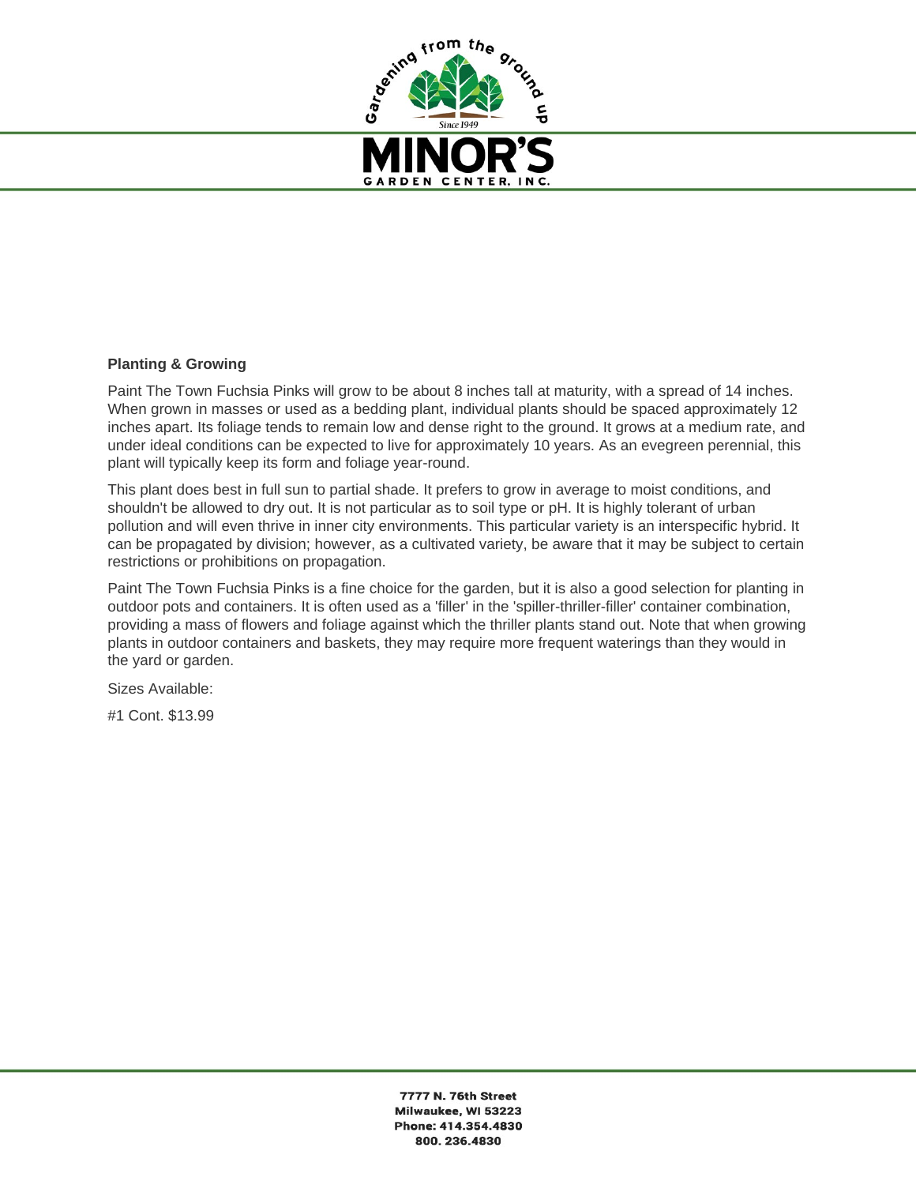**Planting & Growing**

Paint The Town Fuchsia Pinks will grow to be about 8 inches tall at maturity, with a spread of 14 inches. When grown in masses or used as a bedding plant, individual plants should be spaced approximately 12 inches apart. Its foliage tends to remain low and dense right to the ground. It grows at a medium rate, and under ideal conditions can be expected to live for approximately 10 years. As an evegreen perennial, this plant will typically keep its form and foliage year-round.

This plant does best in full sun to partial shade. It prefers to grow in average to moist conditions, and shouldn't be allowed to dry out. It is not particular as to soil type or pH. It is highly tolerant of urban pollution and will even thrive in inner city environments. This particular variety is an interspecific hybrid. It can be propagated by division; however, as a cultivated variety, be aware that it may be subject to certain restrictions or prohibitions on propagation.

Paint The Town Fuchsia Pinks is a fine choice for the garden, but it is also a good selection for planting in outdoor pots and containers. It is often used as a 'filler' in the 'spiller-thriller-filler' container combination, providing a mass of flowers and foliage against which the thriller plants stand out. Note that when growing plants in outdoor containers and baskets, they may require more frequent waterings than they would in the yard or garden.

Sizes Available:

#1 Cont. $13.99